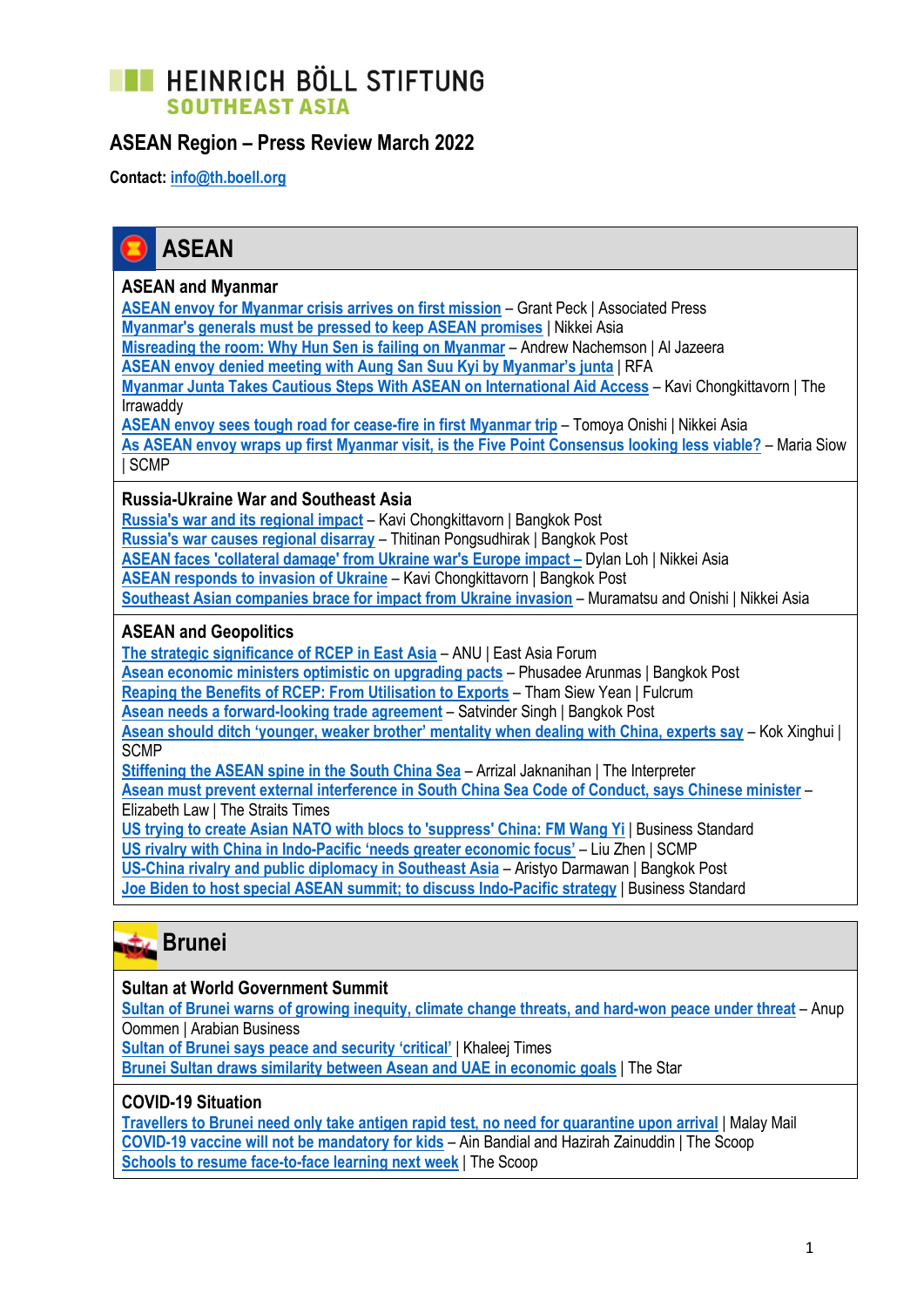# HEINRICH BÖLL STIFTUNG
SOUTHEAST ASIA

## ASEAN Region – Press Review March 2022

**Contact:** info@th.boell.org

## ASEAN

### ASEAN and Myanmar

ASEAN envoy for Myanmar crisis arrives on first mission – Grant Peck | Associated Press
Myanmar's generals must be pressed to keep ASEAN promises | Nikkei Asia
Misreading the room: Why Hun Sen is failing on Myanmar – Andrew Nachemson | Al Jazeera
ASEAN envoy denied meeting with Aung San Suu Kyi by Myanmar's junta | RFA
Myanmar Junta Takes Cautious Steps With ASEAN on International Aid Access – Kavi Chongkittavorn | The Irrawaddy
ASEAN envoy sees tough road for cease-fire in first Myanmar trip – Tomoya Onishi | Nikkei Asia
As ASEAN envoy wraps up first Myanmar visit, is the Five Point Consensus looking less viable? – Maria Siow | SCMP

### Russia-Ukraine War and Southeast Asia

Russia's war and its regional impact – Kavi Chongkittavorn | Bangkok Post
Russia's war causes regional disarray – Thitinan Pongsudhirak | Bangkok Post
ASEAN faces 'collateral damage' from Ukraine war's Europe impact – Dylan Loh | Nikkei Asia
ASEAN responds to invasion of Ukraine – Kavi Chongkittavorn | Bangkok Post
Southeast Asian companies brace for impact from Ukraine invasion – Muramatsu and Onishi | Nikkei Asia

### ASEAN and Geopolitics

The strategic significance of RCEP in East Asia – ANU | East Asia Forum
Asean economic ministers optimistic on upgrading pacts – Phusadee Arunmas | Bangkok Post
Reaping the Benefits of RCEP: From Utilisation to Exports – Tham Siew Yean | Fulcrum
Asean needs a forward-looking trade agreement – Satvinder Singh | Bangkok Post
Asean should ditch 'younger, weaker brother' mentality when dealing with China, experts say – Kok Xinghui | SCMP
Stiffening the ASEAN spine in the South China Sea – Arrizal Jaknanihan | The Interpreter
Asean must prevent external interference in South China Sea Code of Conduct, says Chinese minister – Elizabeth Law | The Straits Times
US trying to create Asian NATO with blocs to 'suppress' China: FM Wang Yi | Business Standard
US rivalry with China in Indo-Pacific 'needs greater economic focus' – Liu Zhen | SCMP
US-China rivalry and public diplomacy in Southeast Asia – Aristyo Darmawan | Bangkok Post
Joe Biden to host special ASEAN summit; to discuss Indo-Pacific strategy | Business Standard

## Brunei

### Sultan at World Government Summit

Sultan of Brunei warns of growing inequity, climate change threats, and hard-won peace under threat – Anup Oommen | Arabian Business
Sultan of Brunei says peace and security 'critical' | Khaleej Times
Brunei Sultan draws similarity between Asean and UAE in economic goals | The Star

### COVID-19 Situation

Travellers to Brunei need only take antigen rapid test, no need for quarantine upon arrival | Malay Mail
COVID-19 vaccine will not be mandatory for kids – Ain Bandial and Hazirah Zainuddin | The Scoop
Schools to resume face-to-face learning next week | The Scoop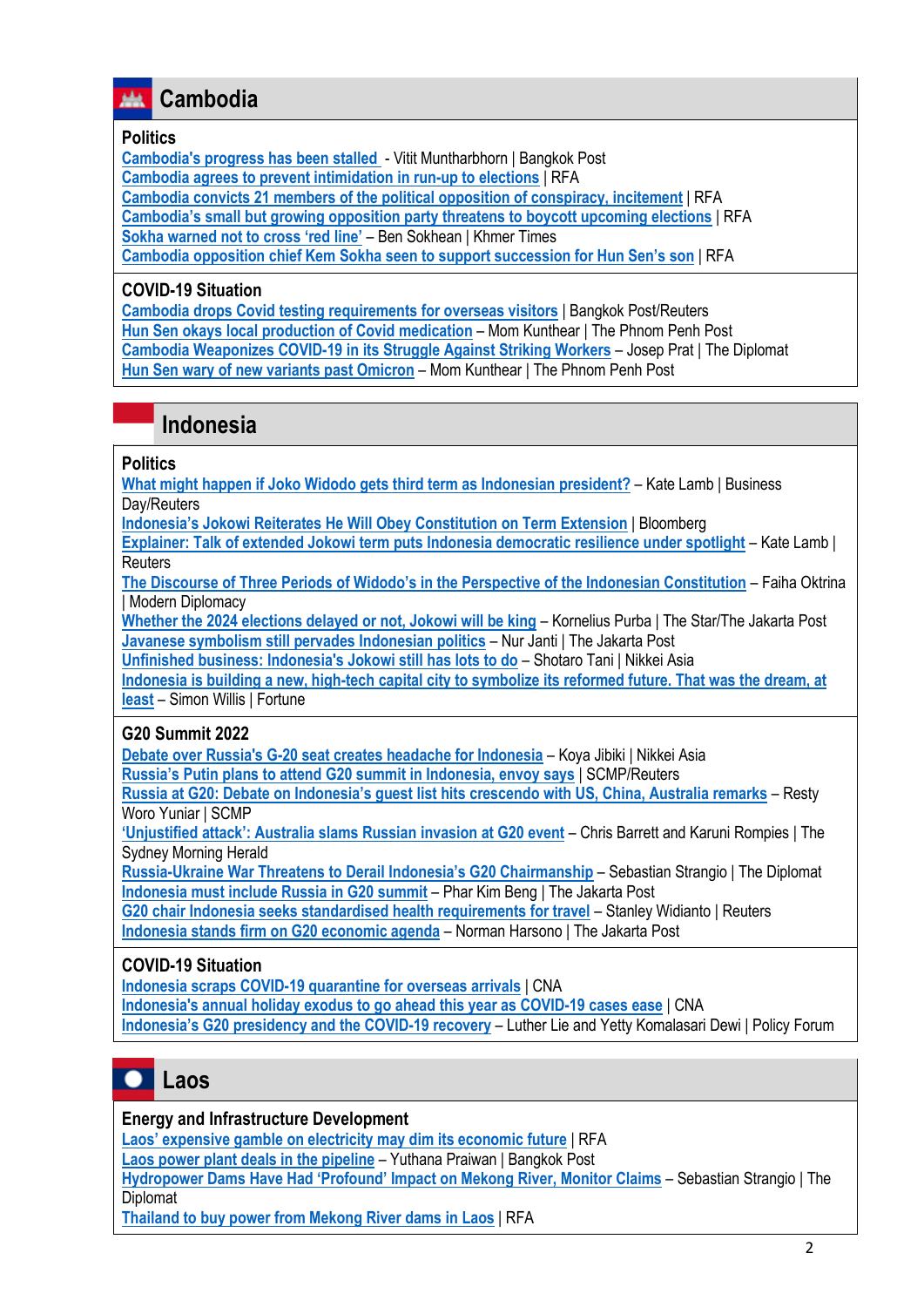## Cambodia

### Politics

Cambodia's progress has been stalled - Vitit Muntarbhorn | Bangkok Post
Cambodia agrees to prevent intimidation in run-up to elections | RFA
Cambodia convicts 21 members of the political opposition of conspiracy, incitement | RFA
Cambodia's small but growing opposition party threatens to boycott upcoming elections | RFA
Sokha warned not to cross 'red line' – Ben Sokhean | Khmer Times
Cambodia opposition chief Kem Sokha seen to support succession for Hun Sen's son | RFA

### COVID-19 Situation

Cambodia drops Covid testing requirements for overseas visitors | Bangkok Post/Reuters
Hun Sen okays local production of Covid medication – Mom Kunthear | The Phnom Penh Post
Cambodia Weaponizes COVID-19 in its Struggle Against Striking Workers – Josep Prat | The Diplomat
Hun Sen wary of new variants past Omicron – Mom Kunthear | The Phnom Penh Post

## Indonesia

### Politics

What might happen if Joko Widodo gets third term as Indonesian president? – Kate Lamb | Business Day/Reuters
Indonesia's Jokowi Reiterates He Will Obey Constitution on Term Extension | Bloomberg
Explainer: Talk of extended Jokowi term puts Indonesia democratic resilience under spotlight – Kate Lamb | Reuters
The Discourse of Three Periods of Widodo's in the Perspective of the Indonesian Constitution – Faiha Oktrina | Modern Diplomacy
Whether the 2024 elections delayed or not, Jokowi will be king – Kornelius Purba | The Star/The Jakarta Post
Javanese symbolism still pervades Indonesian politics – Nur Janti | The Jakarta Post
Unfinished business: Indonesia's Jokowi still has lots to do – Shotaro Tani | Nikkei Asia
Indonesia is building a new, high-tech capital city to symbolize its reformed future. That was the dream, at least – Simon Willis | Fortune

### G20 Summit 2022

Debate over Russia's G-20 seat creates headache for Indonesia – Koya Jibiki | Nikkei Asia
Russia's Putin plans to attend G20 summit in Indonesia, envoy says | SCMP/Reuters
Russia at G20: Debate on Indonesia's guest list hits crescendo with US, China, Australia remarks – Resty Woro Yuniar | SCMP
'Unjustified attack': Australia slams Russian invasion at G20 event – Chris Barrett and Karuni Rompies | The Sydney Morning Herald
Russia-Ukraine War Threatens to Derail Indonesia's G20 Chairmanship – Sebastian Strangio | The Diplomat
Indonesia must include Russia in G20 summit – Phar Kim Beng | The Jakarta Post
G20 chair Indonesia seeks standardised health requirements for travel – Stanley Widianto | Reuters
Indonesia stands firm on G20 economic agenda – Norman Harsono | The Jakarta Post

### COVID-19 Situation

Indonesia scraps COVID-19 quarantine for overseas arrivals | CNA
Indonesia's annual holiday exodus to go ahead this year as COVID-19 cases ease | CNA
Indonesia's G20 presidency and the COVID-19 recovery – Luther Lie and Yetty Komalasari Dewi | Policy Forum

## Laos

### Energy and Infrastructure Development

Laos' expensive gamble on electricity may dim its economic future | RFA
Laos power plant deals in the pipeline – Yuthana Praiwan | Bangkok Post
Hydropower Dams Have Had 'Profound' Impact on Mekong River, Monitor Claims – Sebastian Strangio | The Diplomat
Thailand to buy power from Mekong River dams in Laos | RFA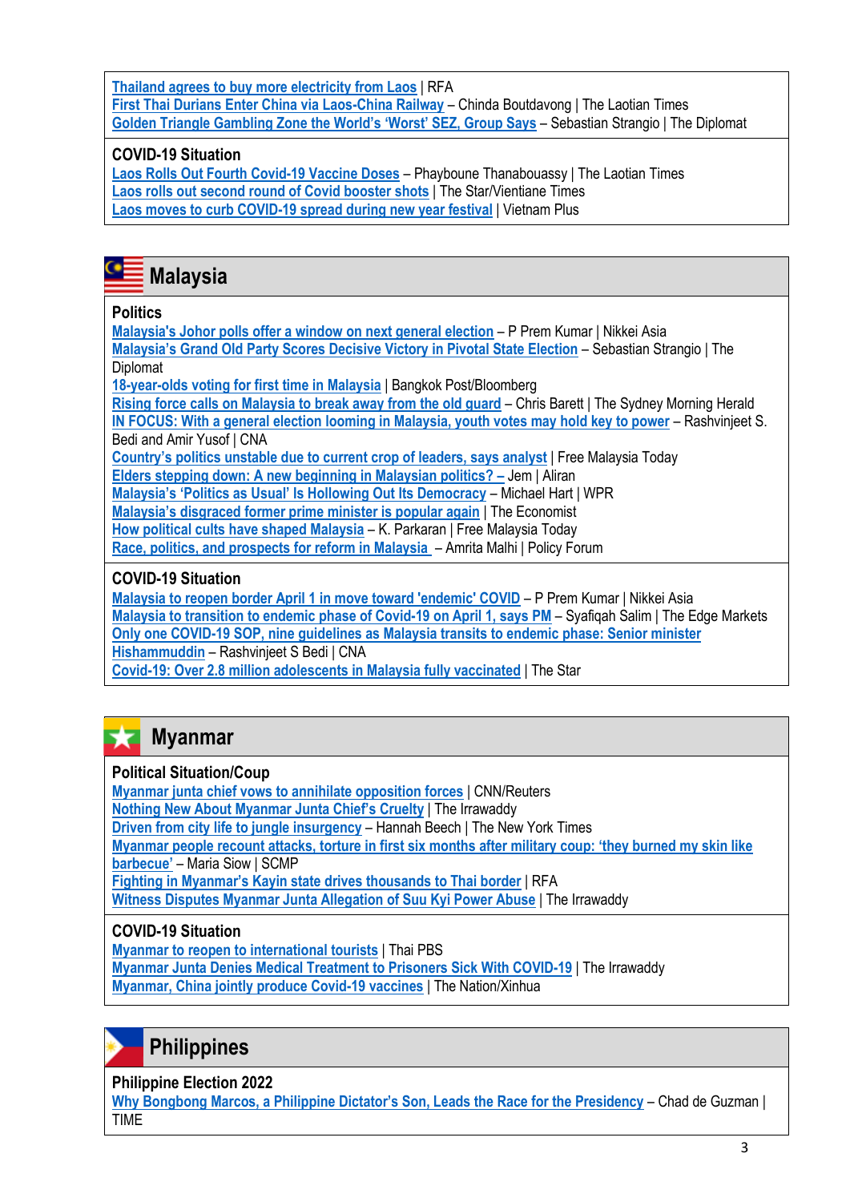Thailand agrees to buy more electricity from Laos | RFA
First Thai Durians Enter China via Laos-China Railway – Chinda Boutdavong | The Laotian Times
Golden Triangle Gambling Zone the World's 'Worst' SEZ, Group Says – Sebastian Strangio | The Diplomat

### COVID-19 Situation

Laos Rolls Out Fourth Covid-19 Vaccine Doses – Phayboune Thanabouassy | The Laotian Times
Laos rolls out second round of Covid booster shots | The Star/Vientiane Times
Laos moves to curb COVID-19 spread during new year festival | Vietnam Plus

## Malaysia

### Politics

Malaysia's Johor polls offer a window on next general election – P Prem Kumar | Nikkei Asia
Malaysia's Grand Old Party Scores Decisive Victory in Pivotal State Election – Sebastian Strangio | The Diplomat
18-year-olds voting for first time in Malaysia | Bangkok Post/Bloomberg
Rising force calls on Malaysia to break away from the old guard – Chris Barett | The Sydney Morning Herald
IN FOCUS: With a general election looming in Malaysia, youth votes may hold key to power – Rashvinjeet S. Bedi and Amir Yusof | CNA
Country's politics unstable due to current crop of leaders, says analyst | Free Malaysia Today
Elders stepping down: A new beginning in Malaysian politics? – Jem | Aliran
Malaysia's 'Politics as Usual' Is Hollowing Out Its Democracy – Michael Hart | WPR
Malaysia's disgraced former prime minister is popular again | The Economist
How political cults have shaped Malaysia – K. Parkaran | Free Malaysia Today
Race, politics, and prospects for reform in Malaysia – Amrita Malhi | Policy Forum

### COVID-19 Situation

Malaysia to reopen border April 1 in move toward 'endemic' COVID – P Prem Kumar | Nikkei Asia
Malaysia to transition to endemic phase of Covid-19 on April 1, says PM – Syafiqah Salim | The Edge Markets
Only one COVID-19 SOP, nine guidelines as Malaysia transits to endemic phase: Senior minister Hishammuddin – Rashvinjeet S Bedi | CNA
Covid-19: Over 2.8 million adolescents in Malaysia fully vaccinated | The Star

## Myanmar

### Political Situation/Coup

Myanmar junta chief vows to annihilate opposition forces | CNN/Reuters
Nothing New About Myanmar Junta Chief's Cruelty | The Irrawaddy
Driven from city life to jungle insurgency – Hannah Beech | The New York Times
Myanmar people recount attacks, torture in first six months after military coup: 'they burned my skin like barbecue' – Maria Siow | SCMP
Fighting in Myanmar's Kayin state drives thousands to Thai border | RFA
Witness Disputes Myanmar Junta Allegation of Suu Kyi Power Abuse | The Irrawaddy

### COVID-19 Situation

Myanmar to reopen to international tourists | Thai PBS
Myanmar Junta Denies Medical Treatment to Prisoners Sick With COVID-19 | The Irrawaddy
Myanmar, China jointly produce Covid-19 vaccines | The Nation/Xinhua

## Philippines

### Philippine Election 2022

Why Bongbong Marcos, a Philippine Dictator's Son, Leads the Race for the Presidency – Chad de Guzman | TIME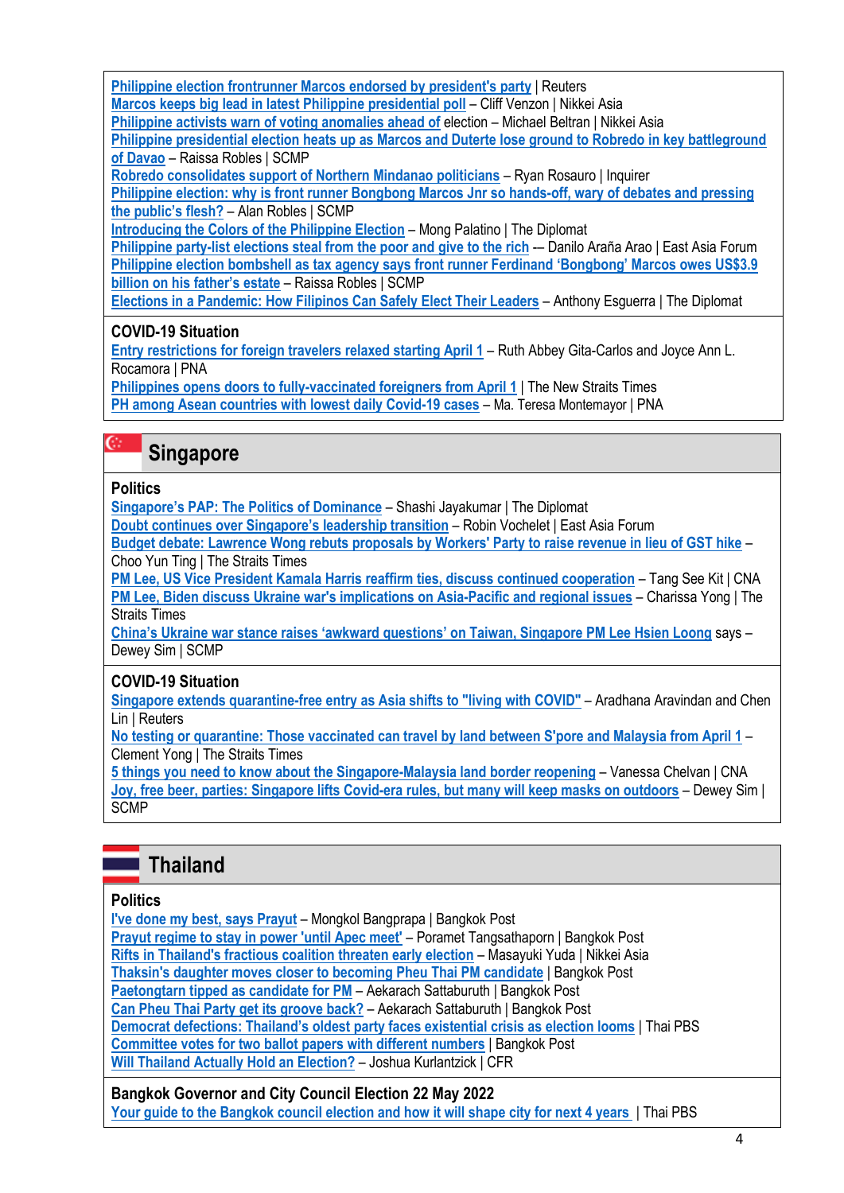Philippine election frontrunner Marcos endorsed by president's party | Reuters
Marcos keeps big lead in latest Philippine presidential poll – Cliff Venzon | Nikkei Asia
Philippine activists warn of voting anomalies ahead of election – Michael Beltran | Nikkei Asia
Philippine presidential election heats up as Marcos and Duterte lose ground to Robredo in key battleground of Davao – Raissa Robles | SCMP
Robredo consolidates support of Northern Mindanao politicians – Ryan Rosauro | Inquirer
Philippine election: why is front runner Bongbong Marcos Jnr so hands-off, wary of debates and pressing the public's flesh? – Alan Robles | SCMP
Introducing the Colors of the Philippine Election – Mong Palatino | The Diplomat
Philippine party-list elections steal from the poor and give to the rich –- Danilo Araña Arao | East Asia Forum
Philippine election bombshell as tax agency says front runner Ferdinand 'Bongbong' Marcos owes US$3.9 billion on his father's estate – Raissa Robles | SCMP
Elections in a Pandemic: How Filipinos Can Safely Elect Their Leaders – Anthony Esguerra | The Diplomat

### COVID-19 Situation

Entry restrictions for foreign travelers relaxed starting April 1 – Ruth Abbey Gita-Carlos and Joyce Ann L. Rocamora | PNA
Philippines opens doors to fully-vaccinated foreigners from April 1 | The New Straits Times
PH among Asean countries with lowest daily Covid-19 cases – Ma. Teresa Montemayor | PNA

## Singapore

### Politics

Singapore's PAP: The Politics of Dominance – Shashi Jayakumar | The Diplomat
Doubt continues over Singapore's leadership transition – Robin Vochelet | East Asia Forum
Budget debate: Lawrence Wong rebuts proposals by Workers' Party to raise revenue in lieu of GST hike – Choo Yun Ting | The Straits Times
PM Lee, US Vice President Kamala Harris reaffirm ties, discuss continued cooperation – Tang See Kit | CNA
PM Lee, Biden discuss Ukraine war's implications on Asia-Pacific and regional issues – Charissa Yong | The Straits Times
China's Ukraine war stance raises 'awkward questions' on Taiwan, Singapore PM Lee Hsien Loong says – Dewey Sim | SCMP

### COVID-19 Situation

Singapore extends quarantine-free entry as Asia shifts to "living with COVID" – Aradhana Aravindan and Chen Lin | Reuters
No testing or quarantine: Those vaccinated can travel by land between S'pore and Malaysia from April 1 – Clement Yong | The Straits Times
5 things you need to know about the Singapore-Malaysia land border reopening – Vanessa Chelvan | CNA
Joy, free beer, parties: Singapore lifts Covid-era rules, but many will keep masks on outdoors – Dewey Sim | SCMP

## Thailand

### Politics

I've done my best, says Prayut – Mongkol Bangprapa | Bangkok Post
Prayut regime to stay in power 'until Apec meet' – Poramet Tangsathaporn | Bangkok Post
Rifts in Thailand's fractious coalition threaten early election – Masayuki Yuda | Nikkei Asia
Thaksin's daughter moves closer to becoming Pheu Thai PM candidate | Bangkok Post
Paetongtarn tipped as candidate for PM – Aekarach Sattaburuth | Bangkok Post
Can Pheu Thai Party get its groove back? – Aekarach Sattaburuth | Bangkok Post
Democrat defections: Thailand's oldest party faces existential crisis as election looms | Thai PBS
Committee votes for two ballot papers with different numbers | Bangkok Post
Will Thailand Actually Hold an Election? – Joshua Kurlantzick | CFR

### Bangkok Governor and City Council Election 22 May 2022

Your guide to the Bangkok council election and how it will shape city for next 4 years | Thai PBS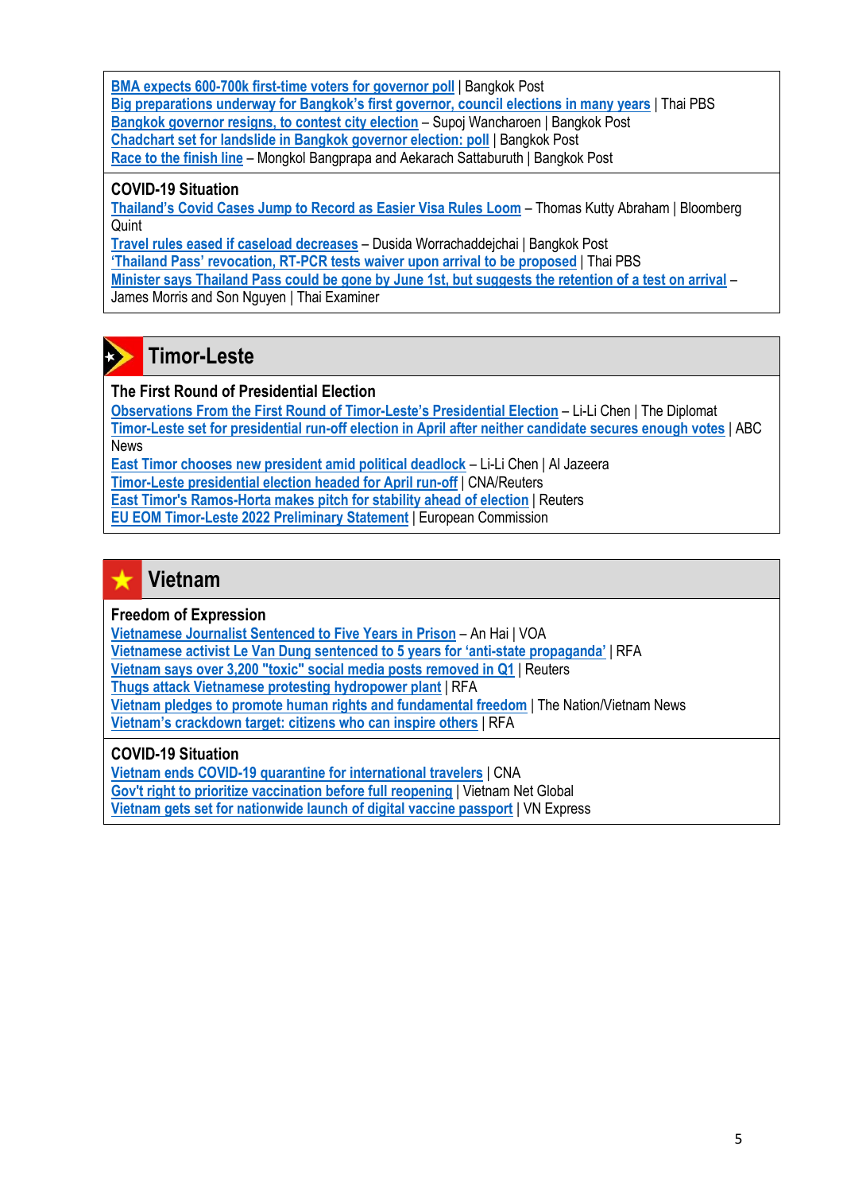BMA expects 600-700k first-time voters for governor poll | Bangkok Post
Big preparations underway for Bangkok's first governor, council elections in many years | Thai PBS
Bangkok governor resigns, to contest city election – Supoj Wancharoen | Bangkok Post
Chadchart set for landslide in Bangkok governor election: poll | Bangkok Post
Race to the finish line – Mongkol Bangprapa and Aekarach Sattaburuth | Bangkok Post

**COVID-19 Situation**

Thailand's Covid Cases Jump to Record as Easier Visa Rules Loom – Thomas Kutty Abraham | Bloomberg Quint
Travel rules eased if caseload decreases – Dusida Worrachaddejchai | Bangkok Post
'Thailand Pass' revocation, RT-PCR tests waiver upon arrival to be proposed | Thai PBS
Minister says Thailand Pass could be gone by June 1st, but suggests the retention of a test on arrival – James Morris and Son Nguyen | Thai Examiner

## Timor-Leste

**The First Round of Presidential Election**

Observations From the First Round of Timor-Leste's Presidential Election – Li-Li Chen | The Diplomat
Timor-Leste set for presidential run-off election in April after neither candidate secures enough votes | ABC News
East Timor chooses new president amid political deadlock – Li-Li Chen | Al Jazeera
Timor-Leste presidential election headed for April run-off | CNA/Reuters
East Timor's Ramos-Horta makes pitch for stability ahead of election | Reuters
EU EOM Timor-Leste 2022 Preliminary Statement | European Commission

## Vietnam

**Freedom of Expression**

Vietnamese Journalist Sentenced to Five Years in Prison – An Hai | VOA
Vietnamese activist Le Van Dung sentenced to 5 years for 'anti-state propaganda' | RFA
Vietnam says over 3,200 "toxic" social media posts removed in Q1 | Reuters
Thugs attack Vietnamese protesting hydropower plant | RFA
Vietnam pledges to promote human rights and fundamental freedom | The Nation/Vietnam News
Vietnam's crackdown target: citizens who can inspire others | RFA

**COVID-19 Situation**

Vietnam ends COVID-19 quarantine for international travelers | CNA
Gov't right to prioritize vaccination before full reopening | Vietnam Net Global
Vietnam gets set for nationwide launch of digital vaccine passport | VN Express